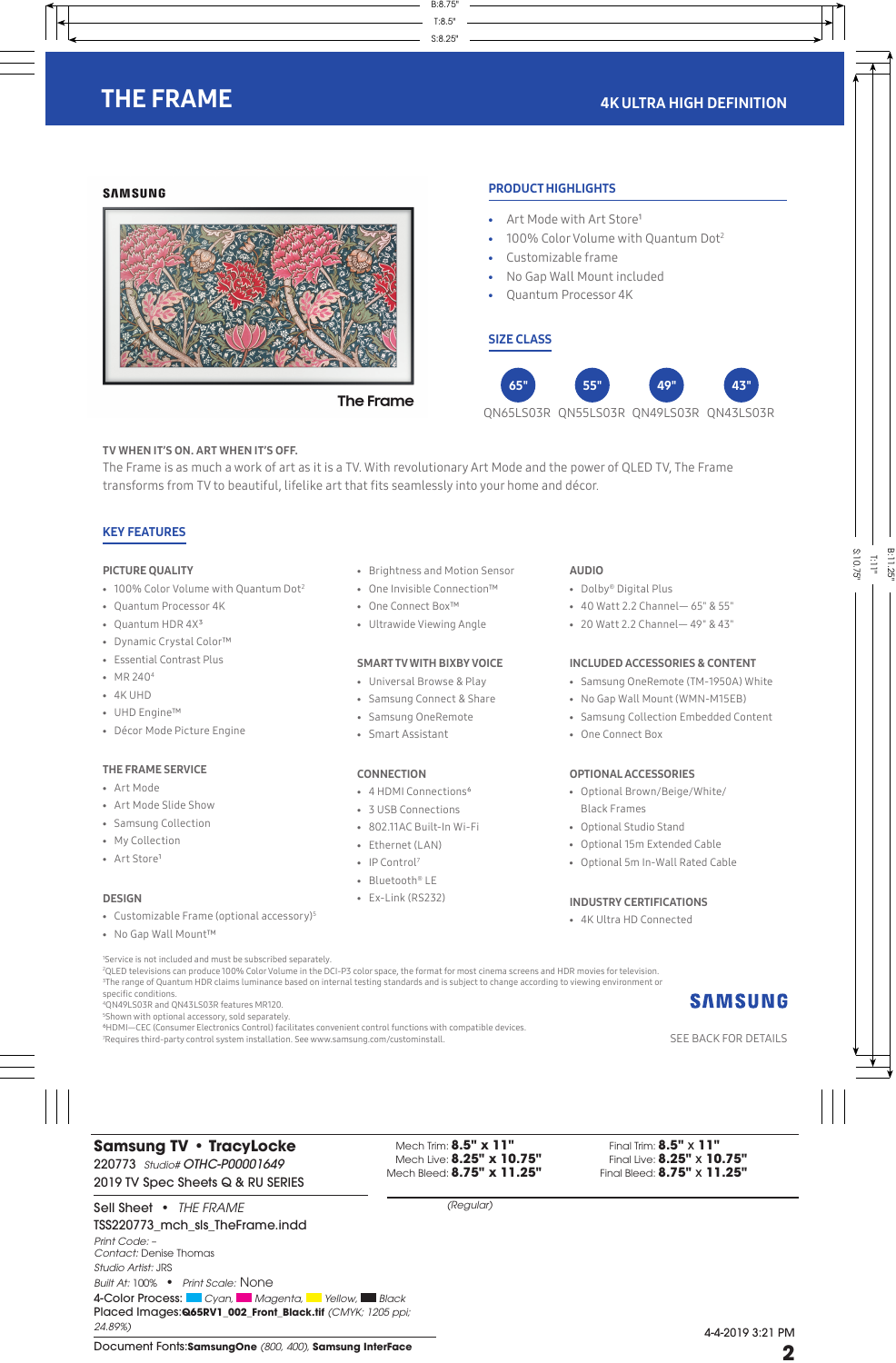# THE FRAME

## 4K ULTRA HIGH DEFINITION

SAMSUNG

The Frame

### PRODUCT HIGHLIGHTS

- Art Mode with Art Store[1]
- 100% Color Volume with Quantum Dot[2]
- Customizable frame
- No Gap Wall Mount included
- Quantum Processor 4K

### SIZE CLASS

| 65" | 55" | 49" | 43" |
| --- | --- | --- | --- |
| QN65LS03R | QN55LS03R | QN49LS03R | QN43LS03R |

**TV WHEN IT'S ON. ART WHEN IT'S OFF.**

The Frame is as much a work of art as it is a TV. With revolutionary Art Mode and the power of QLED TV, The Frame transforms from TV to beautiful, lifelike art that fits seamlessly into your home and décor.

## KEY FEATURES

### PICTURE QUALITY

- 100% Color Volume with Quantum Dot[2]
- Quantum Processor 4K
- Quantum HDR 4X[3]
- Dynamic Crystal Color™
- Essential Contrast Plus
- MR 240[4]
- 4K UHD
- UHD Engine™
- Décor Mode Picture Engine
- Brightness and Motion Sensor
- One Invisible Connection™
- One Connect Box™
- Ultrawide Viewing Angle

### THE FRAME SERVICE

- Art Mode
- Art Mode Slide Show
- Samsung Collection
- My Collection
- Art Store[1]

### DESIGN

- Customizable Frame (optional accessory)[5]
- No Gap Wall Mount™

### SMART TV WITH BIXBY VOICE

- Universal Browse & Play
- Samsung Connect & Share
- Samsung OneRemote
- Smart Assistant

### CONNECTION

- 4 HDMI Connections[6]
- 3 USB Connections
- 802.11AC Built-In Wi-Fi
- Ethernet (LAN)
- IP Control[7]
- Bluetooth® LE
- Ex-Link (RS232)

### AUDIO

- Dolby® Digital Plus
- 40 Watt 2.2 Channel— 65" & 55"
- 20 Watt 2.2 Channel— 49" & 43"

### INCLUDED ACCESSORIES & CONTENT

- Samsung OneRemote (TM-1950A) White
- No Gap Wall Mount (WMN-M15EB)
- Samsung Collection Embedded Content
- One Connect Box

### OPTIONAL ACCESSORIES

- Optional Brown/Beige/White/Black Frames
- Optional Studio Stand
- Optional 15m Extended Cable
- Optional 5m In-Wall Rated Cable

### INDUSTRY CERTIFICATIONS

- 4K Ultra HD Connected

[1]Service is not included and must be subscribed separately.
[2]QLED televisions can produce 100% Color Volume in the DCI-P3 color space, the format for most cinema screens and HDR movies for television.
[3]The range of Quantum HDR claims luminance based on internal testing standards and is subject to change according to viewing environment or specific conditions.
[4]QN49LS03R and QN43LS03R features MR120.
[5]Shown with optional accessory, sold separately.
[6]HDMI—CEC (Consumer Electronics Control) facilitates convenient control functions with compatible devices.
[7]Requires third-party control system installation. See www.samsung.com/custominstall.

SAMSUNG

SEE BACK FOR DETAILS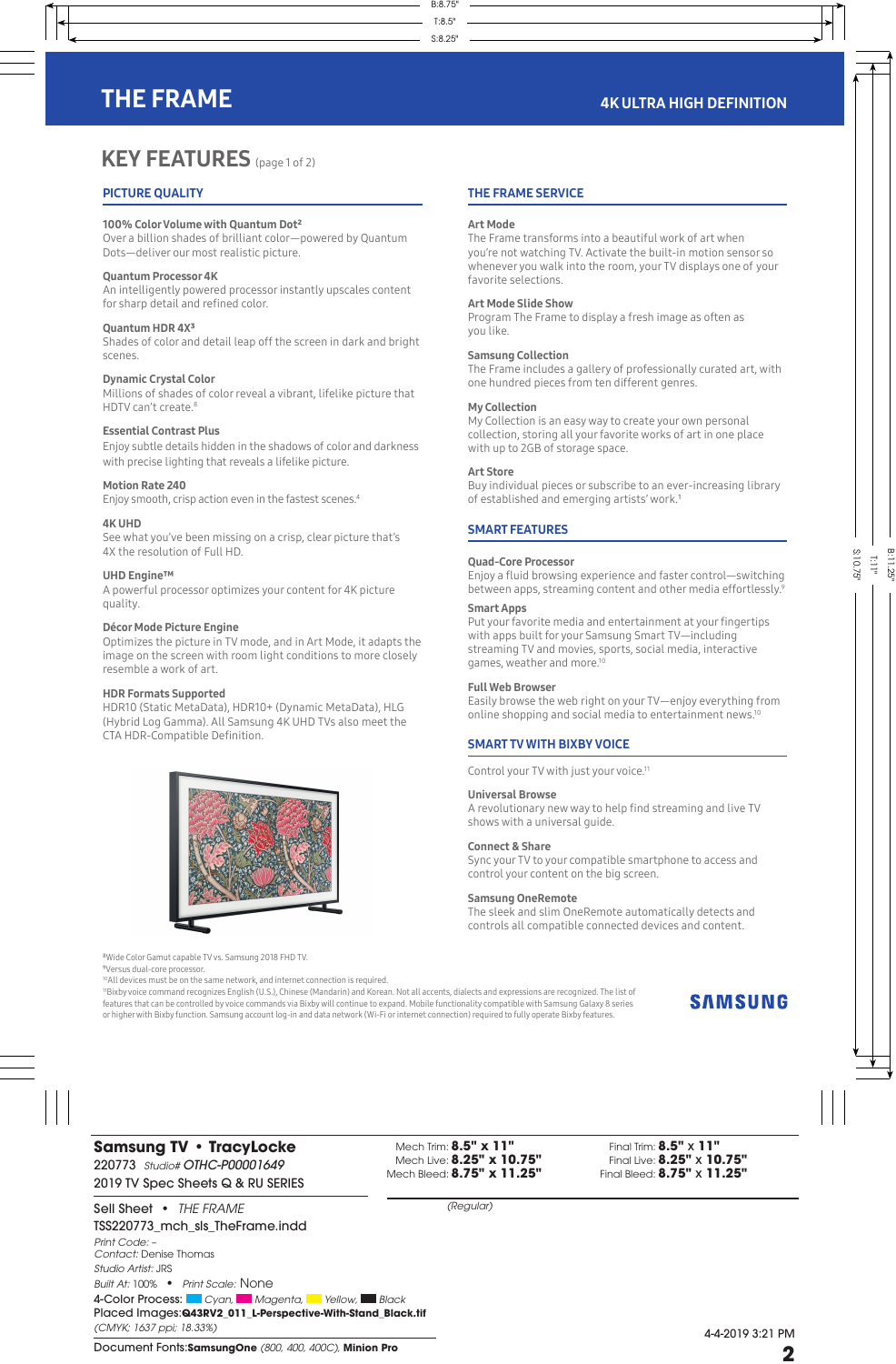# THE FRAME

**4K ULTRA HIGH DEFINITION**

## KEY FEATURES (page 1 of 2)

### PICTURE QUALITY

**100% Color Volume with Quantum Dot[2]**
Over a billion shades of brilliant color—powered by Quantum Dots—deliver our most realistic picture.

**Quantum Processor 4K**
An intelligently powered processor instantly upscales content for sharp detail and refined color.

**Quantum HDR 4X[3]**
Shades of color and detail leap off the screen in dark and bright scenes.

**Dynamic Crystal Color**
Millions of shades of color reveal a vibrant, lifelike picture that HDTV can't create.[8]

**Essential Contrast Plus**
Enjoy subtle details hidden in the shadows of color and darkness with precise lighting that reveals a lifelike picture.

**Motion Rate 240**
Enjoy smooth, crisp action even in the fastest scenes.[4]

**4K UHD**
See what you've been missing on a crisp, clear picture that's 4X the resolution of Full HD.

**UHD Engine™**
A powerful processor optimizes your content for 4K picture quality.

**Décor Mode Picture Engine**
Optimizes the picture in TV mode, and in Art Mode, it adapts the image on the screen with room light conditions to more closely resemble a work of art.

**HDR Formats Supported**
HDR10 (Static MetaData), HDR10+ (Dynamic MetaData), HLG (Hybrid Log Gamma). All Samsung 4K UHD TVs also meet the CTA HDR-Compatible Definition.

### THE FRAME SERVICE

**Art Mode**
The Frame transforms into a beautiful work of art when you're not watching TV. Activate the built-in motion sensor so whenever you walk into the room, your TV displays one of your favorite selections.

**Art Mode Slide Show**
Program The Frame to display a fresh image as often as you like.

**Samsung Collection**
The Frame includes a gallery of professionally curated art, with one hundred pieces from ten different genres.

**My Collection**
My Collection is an easy way to create your own personal collection, storing all your favorite works of art in one place with up to 2GB of storage space.

**Art Store**
Buy individual pieces or subscribe to an ever-increasing library of established and emerging artists' work.[1]

### SMART FEATURES

**Quad-Core Processor**
Enjoy a fluid browsing experience and faster control—switching between apps, streaming content and other media effortlessly.[9]

**Smart Apps**
Put your favorite media and entertainment at your fingertips with apps built for your Samsung Smart TV—including streaming TV and movies, sports, social media, interactive games, weather and more.[10]

**Full Web Browser**
Easily browse the web right on your TV—enjoy everything from online shopping and social media to entertainment news.[10]

### SMART TV WITH BIXBY VOICE

Control your TV with just your voice.[11]

**Universal Browse**
A revolutionary new way to help find streaming and live TV shows with a universal guide.

**Connect & Share**
Sync your TV to your compatible smartphone to access and control your content on the big screen.

**Samsung OneRemote**
The sleek and slim OneRemote automatically detects and controls all compatible connected devices and content.

[8]Wide Color Gamut capable TVs vs. Samsung 2018 FHD TV.
[9]Versus dual-core processor.
[10]All devices must be on the same network, and internet connection is required.
[11]Bixby voice command recognizes English (U.S.), Chinese (Mandarin) and Korean. Not all accents, dialects and expressions are recognized. The list of features that can be controlled by voice commands via Bixby will continue to expand. Mobile functionality compatible with Samsung Galaxy 8 series or higher with Bixby function. Samsung account log-in and data network (Wi-Fi or internet connection) required to fully operate Bixby features.

SAMSUNG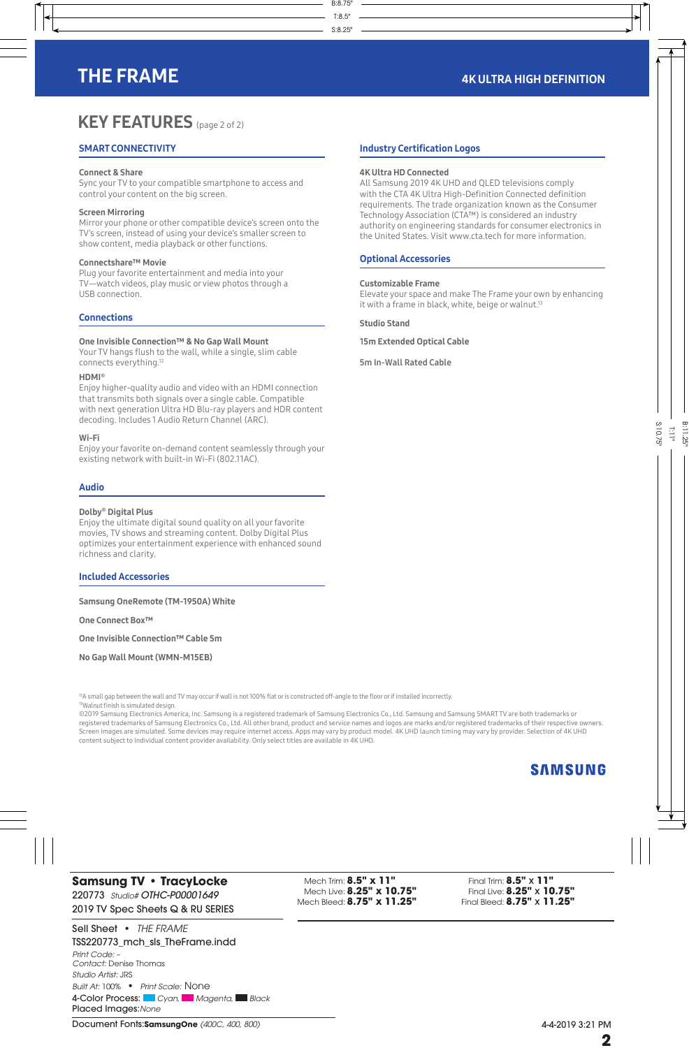# THE FRAME

4K ULTRA HIGH DEFINITION

## KEY FEATURES (page 2 of 2)

### SMART CONNECTIVITY

**Connect & Share**
Sync your TV to your compatible smartphone to access and control your content on the big screen.

**Screen Mirroring**
Mirror your phone or other compatible device's screen onto the TV's screen, instead of using your device's smaller screen to show content, media playback or other functions.

**Connectshare™ Movie**
Plug your favorite entertainment and media into your TV—watch videos, play music or view photos through a USB connection.

### Connections

**One Invisible Connection™ & No Gap Wall Mount**
Your TV hangs flush to the wall, while a single, slim cable connects everything.[12]

**HDMI®**
Enjoy higher-quality audio and video with an HDMI connection that transmits both signals over a single cable. Compatible with next generation Ultra HD Blu-ray players and HDR content decoding. Includes 1 Audio Return Channel (ARC).

**Wi-Fi**
Enjoy your favorite on-demand content seamlessly through your existing network with built-in Wi-Fi (802.11AC).

### Audio

**Dolby® Digital Plus**
Enjoy the ultimate digital sound quality on all your favorite movies, TV shows and streaming content. Dolby Digital Plus optimizes your entertainment experience with enhanced sound richness and clarity.

### Included Accessories

**Samsung OneRemote (TM-1950A) White**

**One Connect Box™**

**One Invisible Connection™ Cable 5m**

**No Gap Wall Mount (WMN-M15EB)**

### Industry Certification Logos

**4K Ultra HD Connected**
All Samsung 2019 4K UHD and QLED televisions comply with the CTA 4K Ultra High-Definition Connected definition requirements. The trade organization known as the Consumer Technology Association (CTA™) is considered an industry authority on engineering standards for consumer electronics in the United States. Visit www.cta.tech for more information.

### Optional Accessories

**Customizable Frame**
Elevate your space and make The Frame your own by enhancing it with a frame in black, white, beige or walnut.[13]

**Studio Stand**

**15m Extended Optical Cable**

**5m In-Wall Rated Cable**

[12]A small gap between the wall and TV may occur if wall is not 100% flat or is constructed off-angle to the floor or if installed incorrectly.
[13]Walnut finish is simulated design.
©2019 Samsung Electronics America, Inc. Samsung is a registered trademark of Samsung Electronics Co., Ltd. Samsung and Samsung SMART TV are both trademarks or registered trademarks of Samsung Electronics Co., Ltd. All other brand, product and service names and logos are marks and/or registered trademarks of their respective owners. Screen images are simulated. Some devices may require internet access. Apps may vary by product model. 4K UHD launch timing may vary by provider. Selection of 4K UHD content subject to individual content provider availability. Only select titles are available in 4K UHD.

SAMSUNG

**Samsung TV • TracyLocke**
220773 *Studio# OTHC-P00001649*
2019 TV Spec Sheets Q & RU SERIES

Mech Trim: **8.5" x 11"**
Mech Live: **8.25" x 10.75"**
Mech Bleed: **8.75" x 11.25"**

Final Trim: **8.5" x 11"**
Final Live: **8.25" x 10.75"**
Final Bleed: **8.75" x 11.25"**

Sell Sheet • *THE FRAME*
TSS220773_mch_sls_TheFrame.indd
*Print Code:* –
*Contact:* Denise Thomas
*Studio Artist:* JRS
*Built At:* 100% • *Print Scale:* None
4-Color Process: *Cyan*, *Magenta*, *Black*
Placed Images: *None*
Document Fonts: **SamsungOne** *(400C, 400, 800)*

4-4-2019 3:21 PM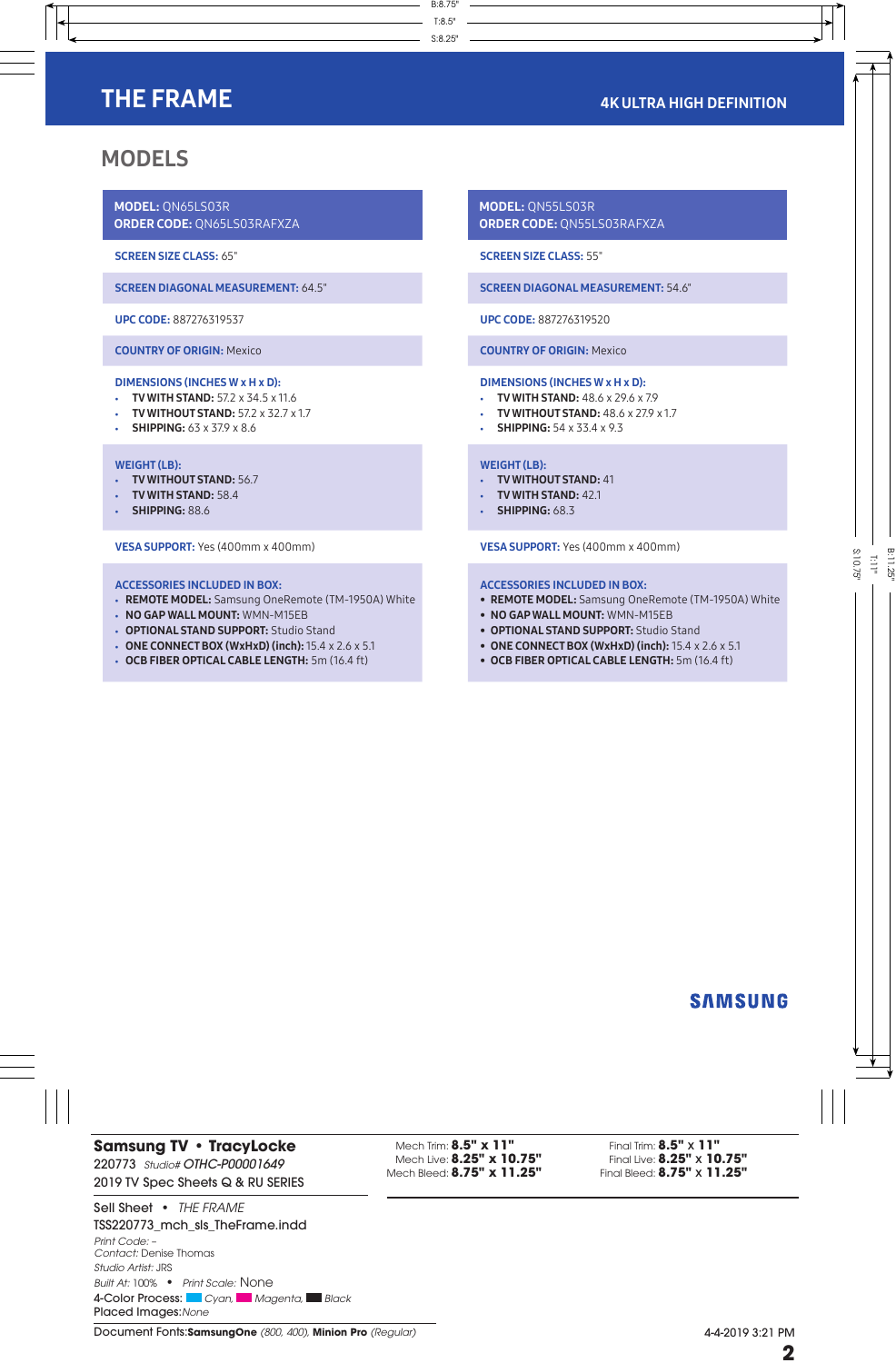# THE FRAME

4K ULTRA HIGH DEFINITION

## MODELS

**MODEL:** QN65LS03R
**ORDER CODE:** QN65LS03RAFXZA

**SCREEN SIZE CLASS:** 65"

**SCREEN DIAGONAL MEASUREMENT:** 64.5"

**UPC CODE:** 887276319537

**COUNTRY OF ORIGIN:** Mexico

**DIMENSIONS (INCHES W x H x D):**
- **TV WITH STAND:** 57.2 x 34.5 x 11.6
- **TV WITHOUT STAND:** 57.2 x 32.7 x 1.7
- **SHIPPING:** 63 x 37.9 x 8.6

**WEIGHT (LB):**
- **TV WITHOUT STAND:** 56.7
- **TV WITH STAND:** 58.4
- **SHIPPING:** 88.6

**VESA SUPPORT:** Yes (400mm x 400mm)

**ACCESSORIES INCLUDED IN BOX:**
- **REMOTE MODEL:** Samsung OneRemote (TM-1950A) White
- **NO GAP WALL MOUNT:** WMN-M15EB
- **OPTIONAL STAND SUPPORT:** Studio Stand
- **ONE CONNECT BOX (WxHxD) (inch):** 15.4 x 2.6 x 5.1
- **OCB FIBER OPTICAL CABLE LENGTH:** 5m (16.4 ft)

**MODEL:** QN55LS03R
**ORDER CODE:** QN55LS03RAFXZA

**SCREEN SIZE CLASS:** 55"

**SCREEN DIAGONAL MEASUREMENT:** 54.6"

**UPC CODE:** 887276319520

**COUNTRY OF ORIGIN:** Mexico

**DIMENSIONS (INCHES W x H x D):**
- **TV WITH STAND:** 48.6 x 29.6 x 7.9
- **TV WITHOUT STAND:** 48.6 x 27.9 x 1.7
- **SHIPPING:** 54 x 33.4 x 9.3

**WEIGHT (LB):**
- **TV WITHOUT STAND:** 41
- **TV WITH STAND:** 42.1
- **SHIPPING:** 68.3

**VESA SUPPORT:** Yes (400mm x 400mm)

**ACCESSORIES INCLUDED IN BOX:**
- **REMOTE MODEL:** Samsung OneRemote (TM-1950A) White
- **NO GAP WALL MOUNT:** WMN-M15EB
- **OPTIONAL STAND SUPPORT:** Studio Stand
- **ONE CONNECT BOX (WxHxD) (inch):** 15.4 x 2.6 x 5.1
- **OCB FIBER OPTICAL CABLE LENGTH:** 5m (16.4 ft)

SAMSUNG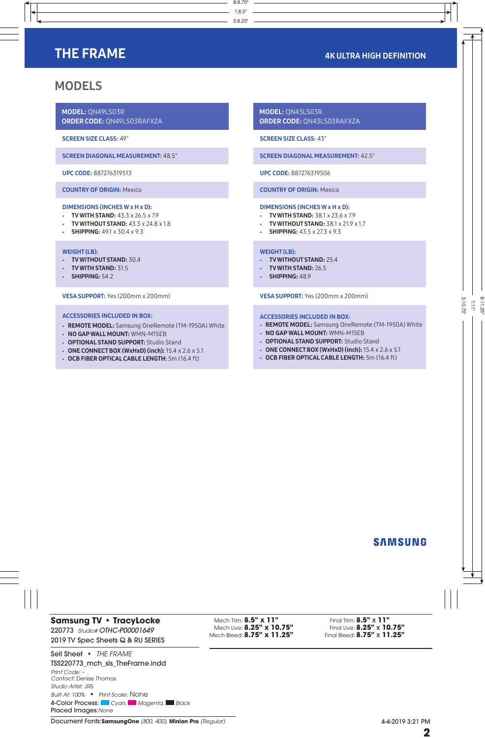# THE FRAME

4K ULTRA HIGH DEFINITION

## MODELS

**MODEL:** QN49LS03R
**ORDER CODE:** QN49LS03RAFXZA

**SCREEN SIZE CLASS:** 49"

**SCREEN DIAGONAL MEASUREMENT:** 48.5"

**UPC CODE:** 887276319513

**COUNTRY OF ORIGIN:** Mexico

**DIMENSIONS (INCHES W x H x D):**
- **TV WITH STAND:** 43.3 x 26.5 x 7.9
- **TV WITHOUT STAND:** 43.3 x 24.8 x 1.8
- **SHIPPING:** 49.1 x 30.4 x 9.3

**WEIGHT (LB):**
- **TV WITHOUT STAND:** 30.4
- **TV WITH STAND:** 31.5
- **SHIPPING:** 54.2

**VESA SUPPORT:** Yes (200mm x 200mm)

**ACCESSORIES INCLUDED IN BOX:**
- **REMOTE MODEL:** Samsung OneRemote (TM-1950A) White
- **NO GAP WALL MOUNT:** WMN-M15EB
- **OPTIONAL STAND SUPPORT:** Studio Stand
- **ONE CONNECT BOX (WxHxD) (inch):** 15.4 x 2.6 x 5.1
- **OCB FIBER OPTICAL CABLE LENGTH:** 5m (16.4 ft)

**MODEL:** QN43LS03R
**ORDER CODE:** QN43LS03RAFXZA

**SCREEN SIZE CLASS:** 43"

**SCREEN DIAGONAL MEASUREMENT:** 42.5"

**UPC CODE:** 887276319506

**COUNTRY OF ORIGIN:** Mexico

**DIMENSIONS (INCHES W x H x D):**
- **TV WITH STAND:** 38.1 x 23.6 x 7.9
- **TV WITHOUT STAND:** 38.1 x 21.9 x 1.7
- **SHIPPING:** 43.5 x 27.3 x 9.3

**WEIGHT (LB):**
- **TV WITHOUT STAND:** 25.4
- **TV WITH STAND:** 26.5
- **SHIPPING:** 48.9

**VESA SUPPORT:** Yes (200mm x 200mm)

**ACCESSORIES INCLUDED IN BOX:**
- **REMOTE MODEL:** Samsung OneRemote (TM-1950A) White
- **NO GAP WALL MOUNT:** WMN-M15EB
- **OPTIONAL STAND SUPPORT:** Studio Stand
- **ONE CONNECT BOX (WxHxD) (inch):** 15.4 x 2.6 x 5.1
- **OCB FIBER OPTICAL CABLE LENGTH:** 5m (16.4 ft)

SAMSUNG